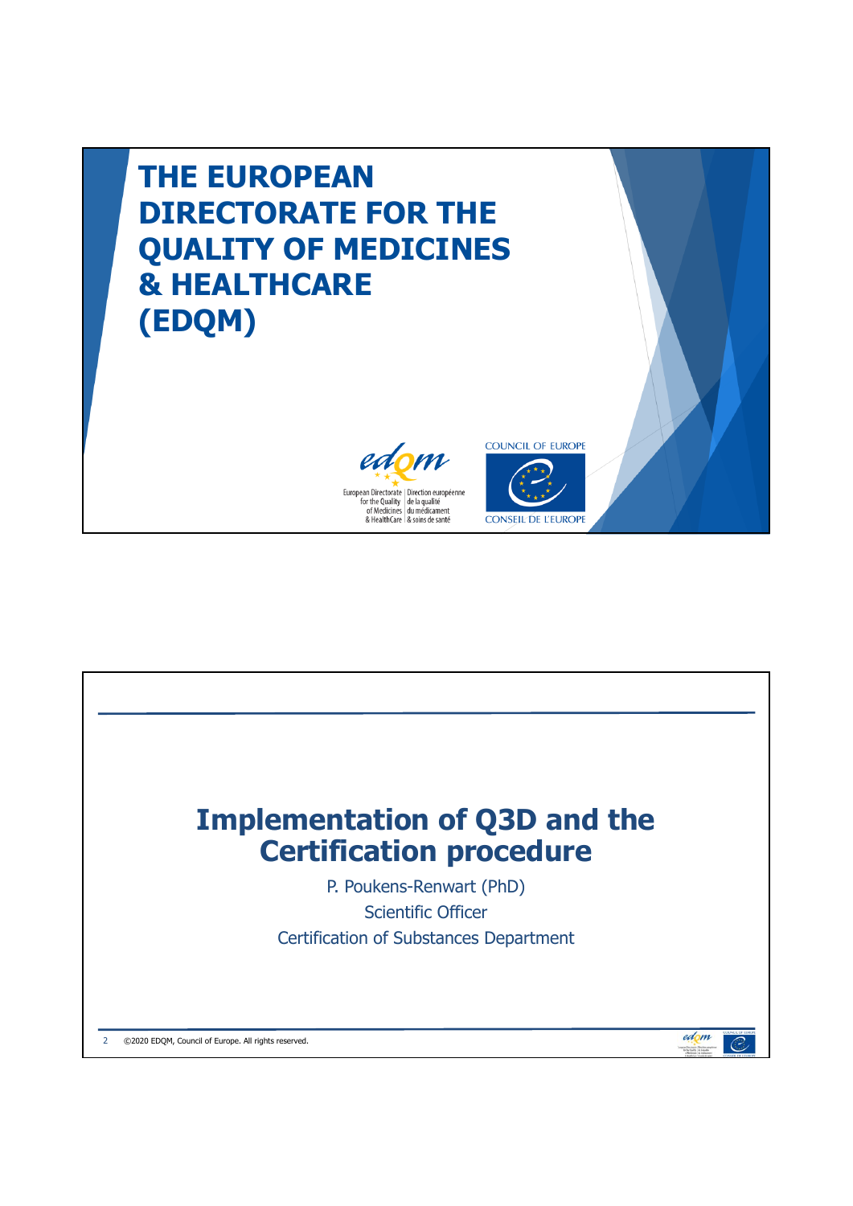# THE EUROPEAN DIRECTORATE FOR THE QUALITY OF MEDICINES & HEALTHCARE (EDQM)

European Directorate for the Quality of Medicines & HealthCare | Direction européenne de la qualité du médicament & soins de santé

COUNCIL OF EUROPE

CONSEIL DE L'EUROPE

---

# Implementation of Q3D and the Certification procedure

P. Poukens-Renwart (PhD)

Scientific Officer

Certification of Substances Department

©2020 EDQM, Council of Europe. All rights reserved.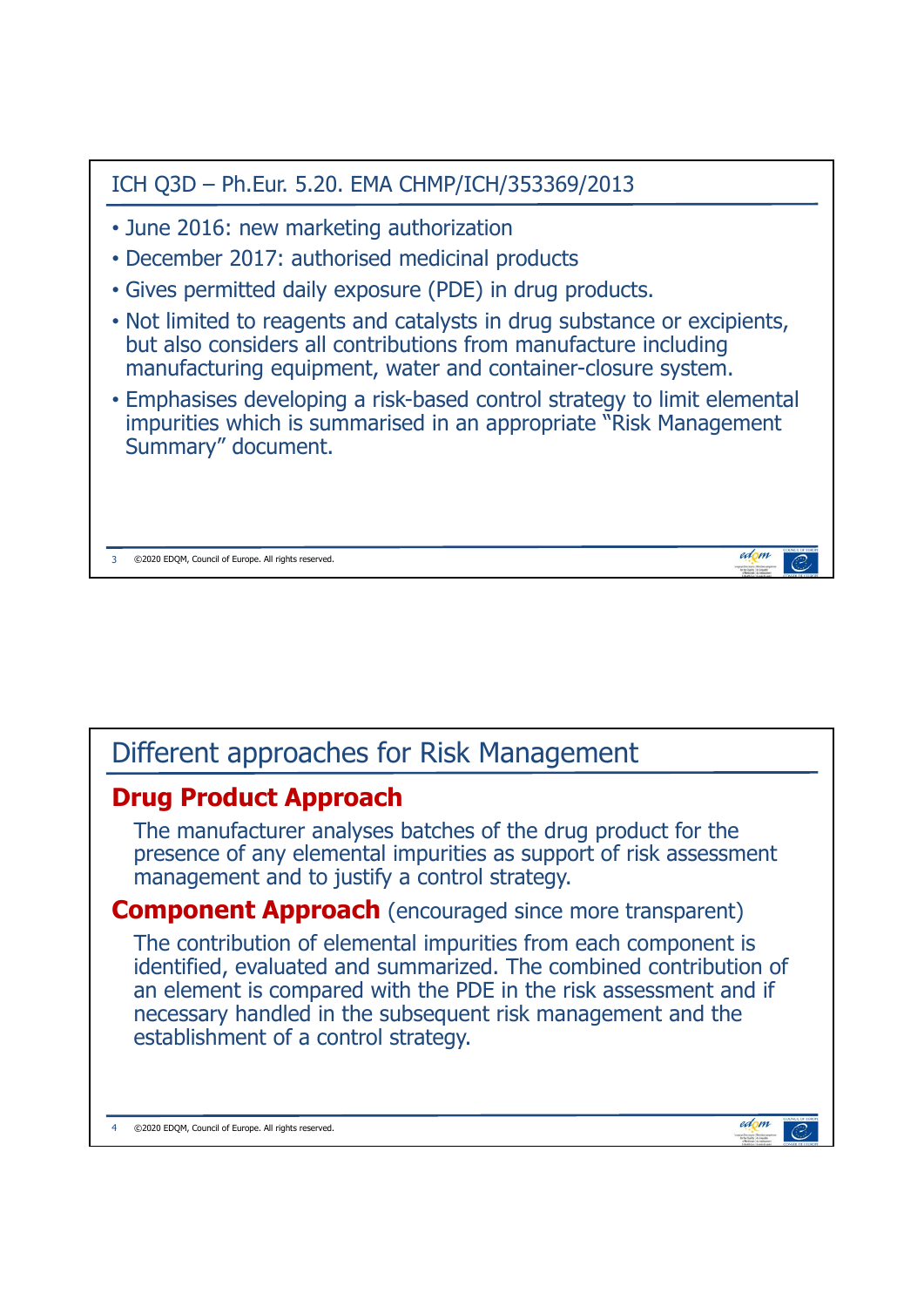## ICH Q3D – Ph.Eur. 5.20. EMA CHMP/ICH/353369/2013

- June 2016: new marketing authorization
- December 2017: authorised medicinal products
- Gives permitted daily exposure (PDE) in drug products.
- Not limited to reagents and catalysts in drug substance or excipients, but also considers all contributions from manufacture including manufacturing equipment, water and container-closure system.
- Emphasises developing a risk-based control strategy to limit elemental impurities which is summarised in an appropriate "Risk Management Summary" document.

## Different approaches for Risk Management

### Drug Product Approach

The manufacturer analyses batches of the drug product for the presence of any elemental impurities as support of risk assessment management and to justify a control strategy.

### Component Approach (encouraged since more transparent)

The contribution of elemental impurities from each component is identified, evaluated and summarized. The combined contribution of an element is compared with the PDE in the risk assessment and if necessary handled in the subsequent risk management and the establishment of a control strategy.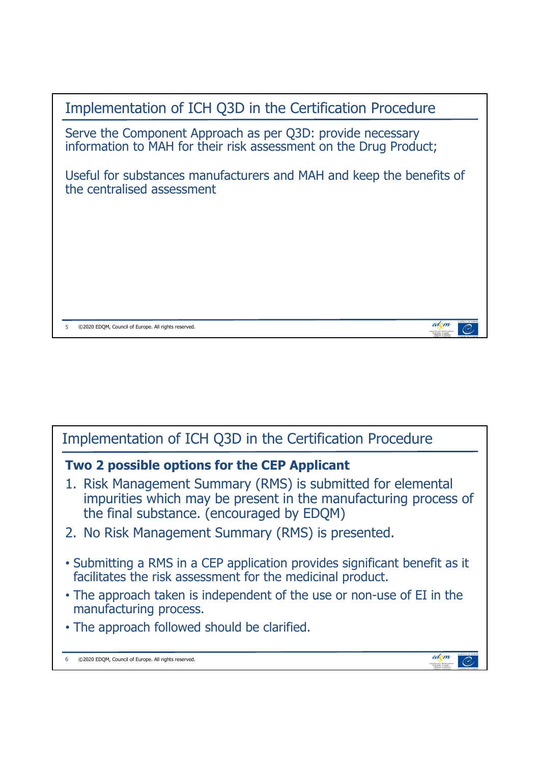## Implementation of ICH Q3D in the Certification Procedure

Serve the Component Approach as per Q3D: provide necessary information to MAH for their risk assessment on the Drug Product;

Useful for substances manufacturers and MAH and keep the benefits of the centralised assessment

## Implementation of ICH Q3D in the Certification Procedure

**Two 2 possible options for the CEP Applicant**

1. Risk Management Summary (RMS) is submitted for elemental impurities which may be present in the manufacturing process of the final substance. (encouraged by EDQM)
2. No Risk Management Summary (RMS) is presented.

- Submitting a RMS in a CEP application provides significant benefit as it facilitates the risk assessment for the medicinal product.
- The approach taken is independent of the use or non-use of EI in the manufacturing process.
- The approach followed should be clarified.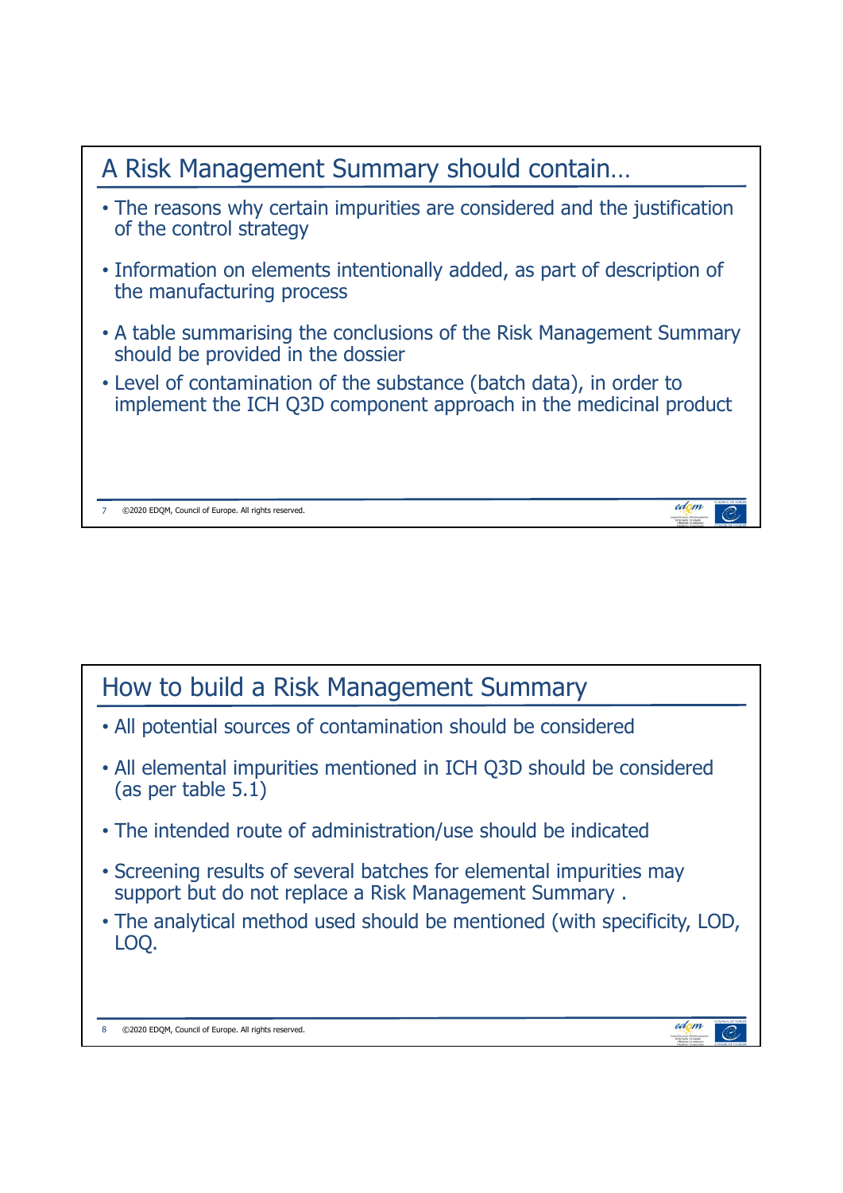## A Risk Management Summary should contain…

- The reasons why certain impurities are considered and the justification of the control strategy
- Information on elements intentionally added, as part of description of the manufacturing process
- A table summarising the conclusions of the Risk Management Summary should be provided in the dossier
- Level of contamination of the substance (batch data), in order to implement the ICH Q3D component approach in the medicinal product

## How to build a Risk Management Summary

- All potential sources of contamination should be considered
- All elemental impurities mentioned in ICH Q3D should be considered (as per table 5.1)
- The intended route of administration/use should be indicated
- Screening results of several batches for elemental impurities may support but do not replace a Risk Management Summary .
- The analytical method used should be mentioned (with specificity, LOD, LOQ.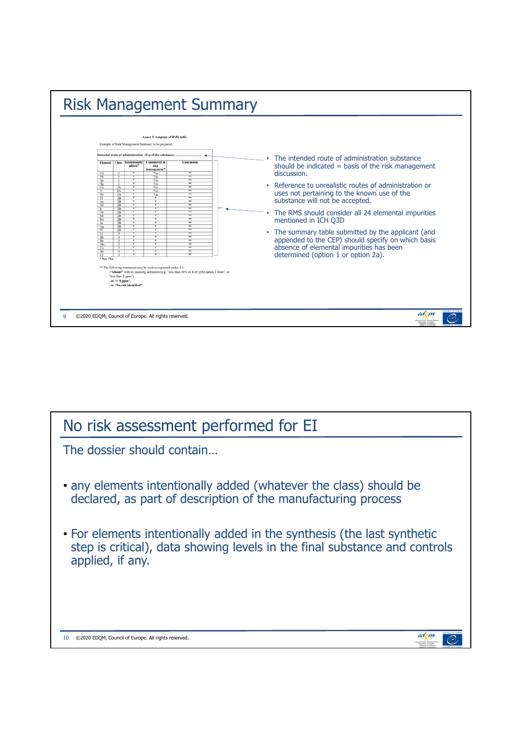# Risk Management Summary

**Annex 1: template of RMS table**

Example of Risk Management Summary to be prepared.

**Intended route of administration / Use of the substance:** ......................

| Element | Class | Intentionally added? | Considered in risk management? | Conclusion |
|---|---|---|---|---|
| Cd | 1 | * | Yes | ** |
| Pb | 1 | * | Yes | ** |
| As | 1 | * | Yes | ** |
| Hg | 1 | * | Yes | ** |
| Co | 2A | * | Yes | ** |
| V | 2A | * | Yes | ** |
| Ni | 2A | * | Yes | ** |
| Tl | 2B | * | * | ** |
| Au | 2B | * | * | ** |
| Pd | 2B | * | * | ** |
| Ir | 2B | * | * | ** |
| Os | 2B | * | * | ** |
| Rh | 2B | * | * | ** |
| Ru | 2B | * | * | ** |
| Se | 2B | * | * | ** |
| Ag | 2B | * | * | ** |
| Pt | 2B | * | * | ** |
| Li | 3 | * | * | ** |
| Sb | 3 | * | * | ** |
| Ba | 3 | * | * | ** |
| Mo | 3 | * | * | ** |
| Cu | 3 | * | * | ** |
| Sn | 3 | * | * | ** |
| Cr | 3 | * | * | ** |

\* Yes / No

** The following statements may be used as explained under 3.1:
- "**Absent**" with its meaning definition (e.g. "less than 30% of ICH Q3D option 1 limit", or "less than X ppm"),
- or "**< X ppm**",
- or "**No risk identified**"

- The intended route of administration substance should be indicated = basis of the risk management discussion.
- Reference to unrealistic routes of administration or uses not pertaining to the known use of the substance will not be accepted.
- The RMS should consider all 24 elemental impurities mentioned in ICH Q3D
- The summary table submitted by the applicant (and appended to the CEP) should specify on which basis absence of elemental impurities has been determined (option 1 or option 2a).

©2020 EDQM, Council of Europe. All rights reserved.

# No risk assessment performed for EI

The dossier should contain…

- any elements intentionally added (whatever the class) should be declared, as part of description of the manufacturing process
- For elements intentionally added in the synthesis (the last synthetic step is critical), data showing levels in the final substance and controls applied, if any.

©2020 EDQM, Council of Europe. All rights reserved.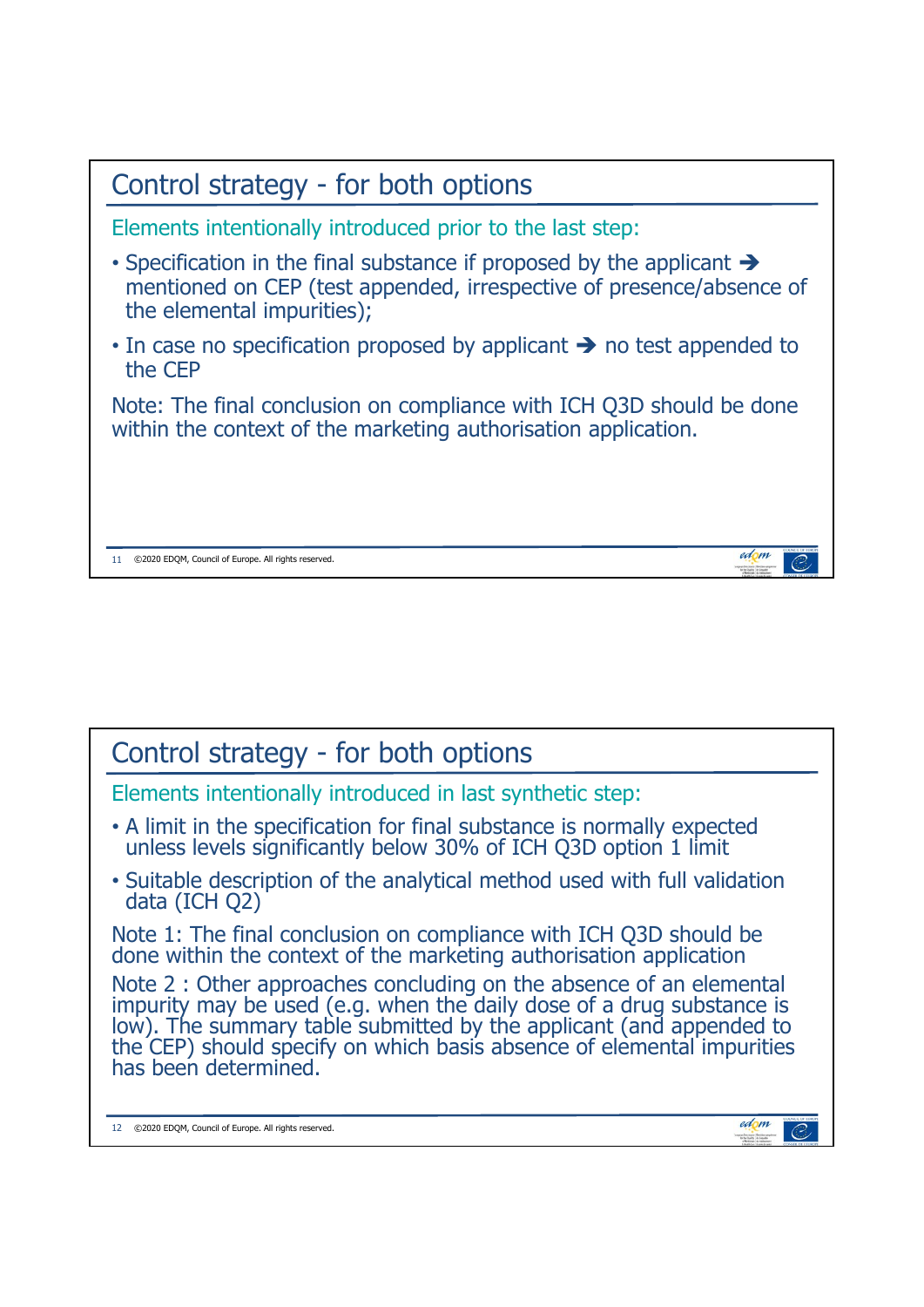## Control strategy - for both options

Elements intentionally introduced prior to the last step:

- Specification in the final substance if proposed by the applicant ➔ mentioned on CEP (test appended, irrespective of presence/absence of the elemental impurities);
- In case no specification proposed by applicant ➔ no test appended to the CEP

Note: The final conclusion on compliance with ICH Q3D should be done within the context of the marketing authorisation application.

## Control strategy - for both options

Elements intentionally introduced in last synthetic step:

- A limit in the specification for final substance is normally expected unless levels significantly below 30% of ICH Q3D option 1 limit
- Suitable description of the analytical method used with full validation data (ICH Q2)

Note 1: The final conclusion on compliance with ICH Q3D should be done within the context of the marketing authorisation application

Note 2 : Other approaches concluding on the absence of an elemental impurity may be used (e.g. when the daily dose of a drug substance is low). The summary table submitted by the applicant (and appended to the CEP) should specify on which basis absence of elemental impurities has been determined.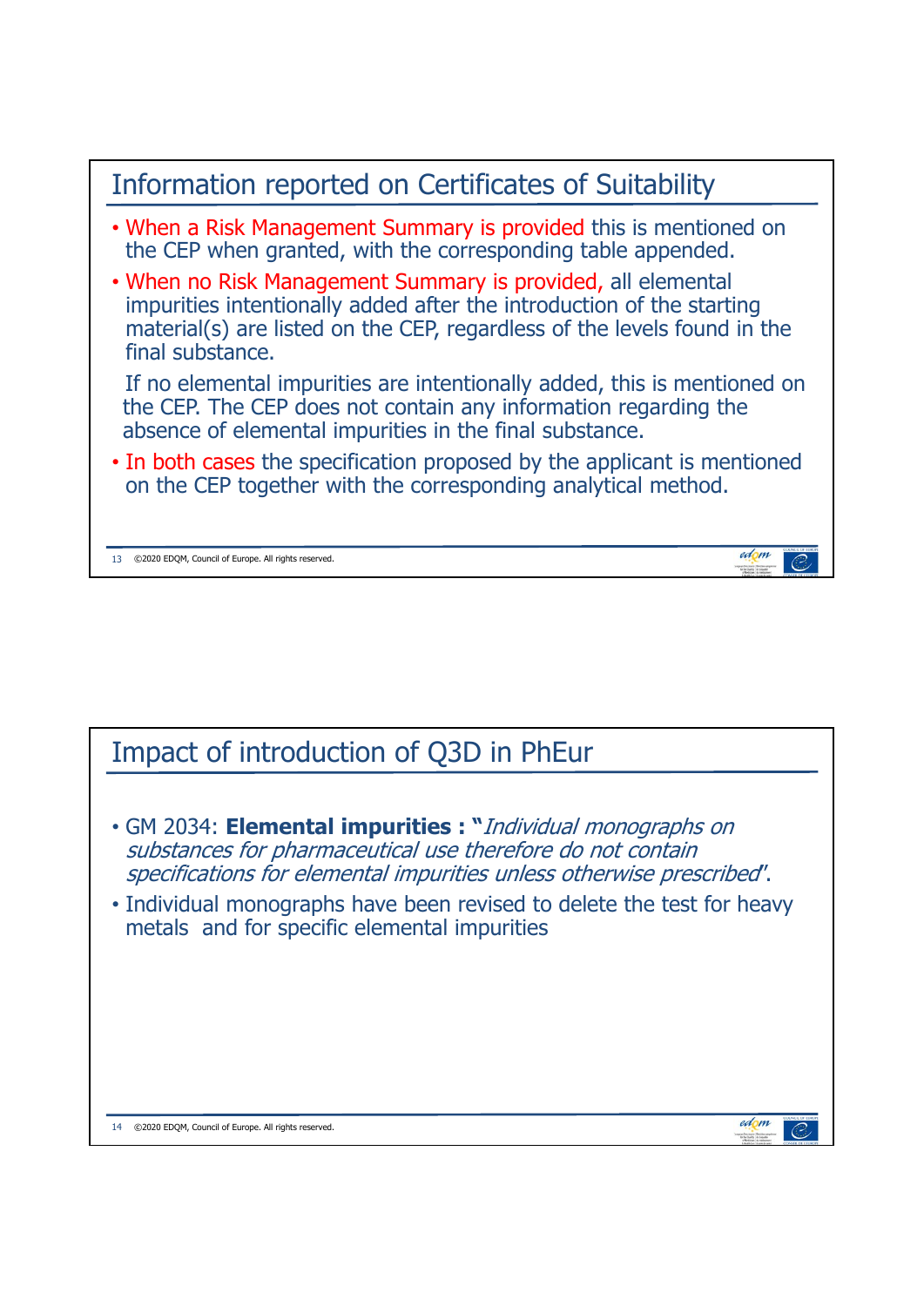## Information reported on Certificates of Suitability

- When a Risk Management Summary is provided this is mentioned on the CEP when granted, with the corresponding table appended.
- When no Risk Management Summary is provided, all elemental impurities intentionally added after the introduction of the starting material(s) are listed on the CEP, regardless of the levels found in the final substance.

  If no elemental impurities are intentionally added, this is mentioned on the CEP. The CEP does not contain any information regarding the absence of elemental impurities in the final substance.
- In both cases the specification proposed by the applicant is mentioned on the CEP together with the corresponding analytical method.

## Impact of introduction of Q3D in PhEur

- GM 2034: **Elemental impurities :** "*Individual monographs on substances for pharmaceutical use therefore do not contain specifications for elemental impurities unless otherwise prescribed*".
- Individual monographs have been revised to delete the test for heavy metals and for specific elemental impurities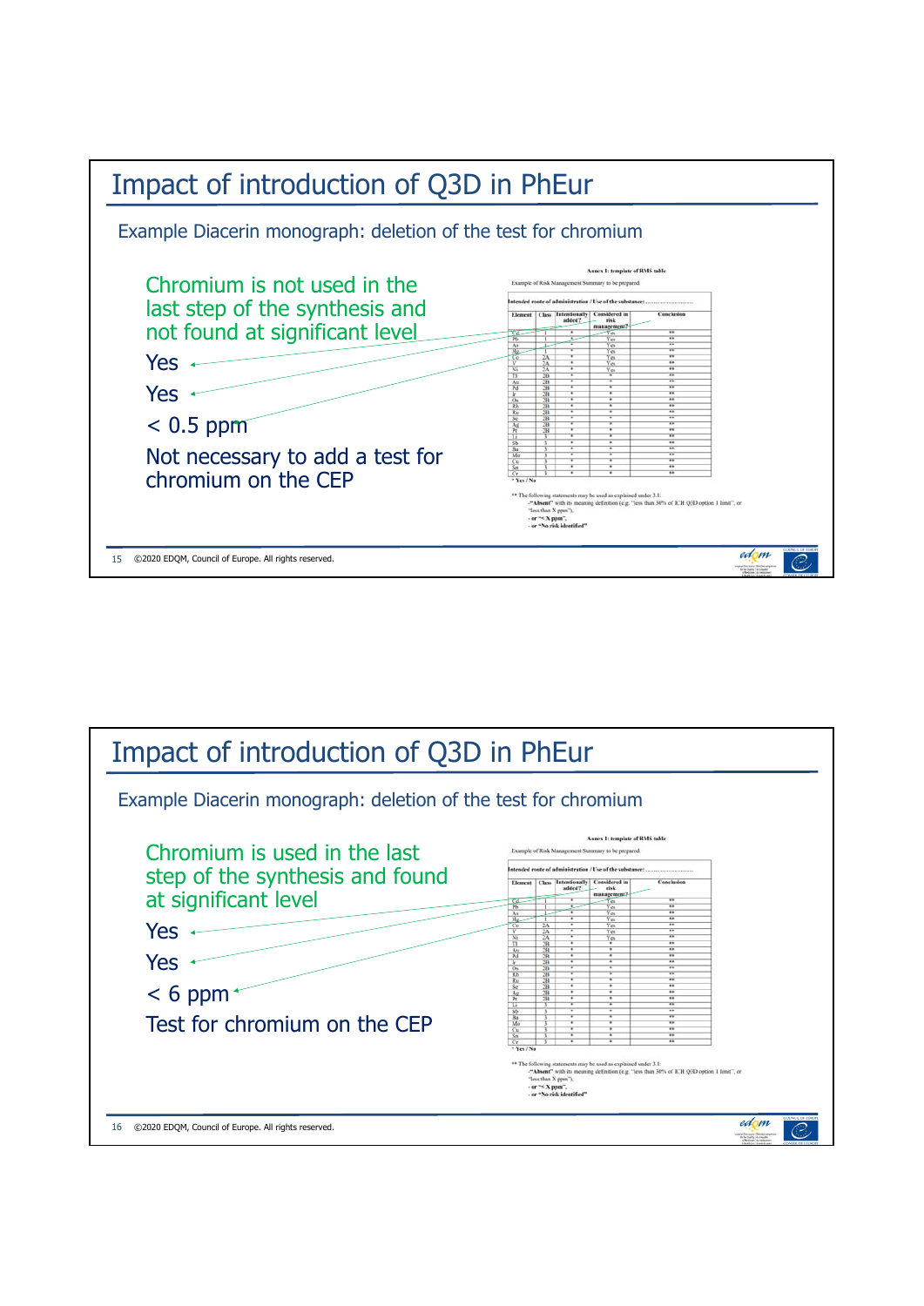# Impact of introduction of Q3D in PhEur

## Example Diacerin monograph: deletion of the test for chromium

Chromium is not used in the last step of the synthesis and not found at significant level

Yes

Yes

< 0.5 ppm

Not necessary to add a test for chromium on the CEP

**Annex 1: template of RMS table**

Example of Risk Management Summary to be prepared

**Intended route of administration / Use of the substance:** ……………………

| Element | Class | Intentionally added? | Considered in risk management? | Conclusion |
|---|---|---|---|---|
| Cd | 1 | * | Yes | ** |
| Pb | 1 | * | Yes | ** |
| As | 1 | * | Yes | ** |
| Hg | 1 | * | Yes | ** |
| Co | 2A | * | Yes | ** |
| V | 2A | * | Yes | ** |
| Ni | 2A | * | Yes | ** |
| Tl | 2B | * | * | ** |
| Au | 2B | * | * | ** |
| Pd | 2B | * | * | ** |
| Ir | 2B | * | * | ** |
| Os | 2B | * | * | ** |
| Rh | 2B | * | * | ** |
| Ru | 2B | * | * | ** |
| Se | 2B | * | * | ** |
| Ag | 2B | * | * | ** |
| Pt | 2B | * | * | ** |
| Li | 3 | * | * | ** |
| Sb | 3 | * | * | ** |
| Ba | 3 | * | * | ** |
| Mo | 3 | * | * | ** |
| Cu | 3 | * | * | ** |
| Sn | 3 | * | * | ** |
| Cr | 3 | * | * | ** |

\* Yes / No

** The following statements may be used as explained under 3.1:
- "Absent" with its meaning definition (e.g. "less than 30% of ICH Q3D option 1 limit", or "less than X ppm").
- or "< X ppm".
- or "No risk identified"

# Impact of introduction of Q3D in PhEur

## Example Diacerin monograph: deletion of the test for chromium

Chromium is used in the last step of the synthesis and found at significant level

Yes

Yes

< 6 ppm

Test for chromium on the CEP

**Annex 1: template of RMS table**

Example of Risk Management Summary to be prepared

**Intended route of administration / Use of the substance:** ……………………

| Element | Class | Intentionally added? | Considered in risk management? | Conclusion |
|---|---|---|---|---|
| Cd | 1 | * | Yes | ** |
| Pb | 1 | * | Yes | ** |
| As | 1 | * | Yes | ** |
| Hg | 1 | * | Yes | ** |
| Co | 2A | * | Yes | ** |
| V | 2A | * | Yes | ** |
| Ni | 2A | * | Yes | ** |
| Tl | 2B | * | * | ** |
| Au | 2B | * | * | ** |
| Pd | 2B | * | * | ** |
| Ir | 2B | * | * | ** |
| Os | 2B | * | * | ** |
| Rh | 2B | * | * | ** |
| Ru | 2B | * | * | ** |
| Se | 2B | * | * | ** |
| Ag | 2B | * | * | ** |
| Pt | 2B | * | * | ** |
| Li | 3 | * | * | ** |
| Sb | 3 | * | * | ** |
| Ba | 3 | * | * | ** |
| Mo | 3 | * | * | ** |
| Cu | 3 | * | * | ** |
| Sn | 3 | * | * | ** |
| Cr | 3 | * | * | ** |

\* Yes / No

** The following statements may be used as explained under 3.1:
- "Absent" with its meaning definition (e.g. "less than 30% of ICH Q3D option 1 limit", or "less than X ppm").
- or "< X ppm".
- or "No risk identified"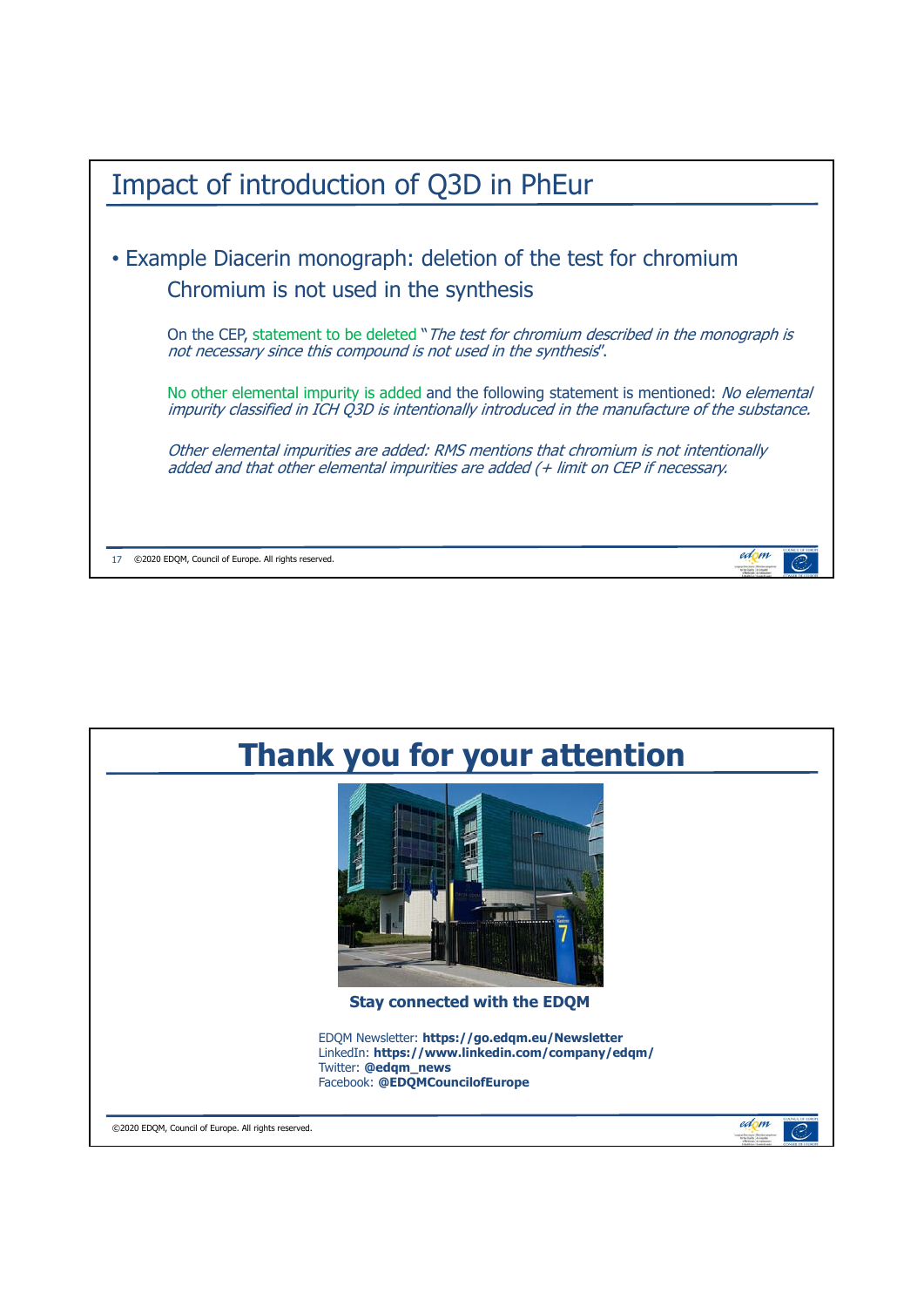## Impact of introduction of Q3D in PhEur

- Example Diacerin monograph: deletion of the test for chromium

  Chromium is not used in the synthesis

  On the CEP, statement to be deleted "*The test for chromium described in the monograph is not necessary since this compound is not used in the synthesis*".

  No other elemental impurity is added and the following statement is mentioned: *No elemental impurity classified in ICH Q3D is intentionally introduced in the manufacture of the substance.*

  *Other elemental impurities are added: RMS mentions that chromium is not intentionally added and that other elemental impurities are added (+ limit on CEP if necessary.*

©2020 EDQM, Council of Europe. All rights reserved.

## Thank you for your attention

**Stay connected with the EDQM**

EDQM Newsletter: **https://go.edqm.eu/Newsletter**
LinkedIn: **https://www.linkedin.com/company/edqm/**
Twitter: **@edqm_news**
Facebook: **@EDQMCouncilofEurope**

©2020 EDQM, Council of Europe. All rights reserved.